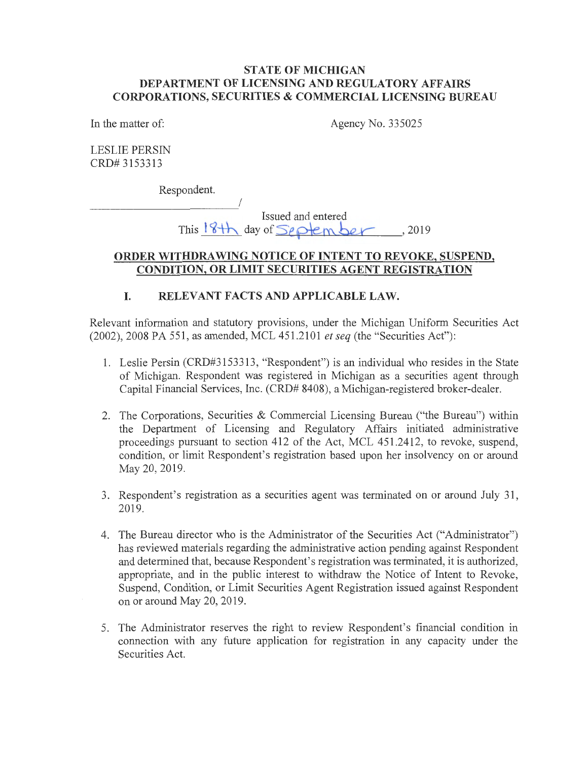**STATE OF MICHIGAN**
**DEPARTMENT OF LICENSING AND REGULATORY AFFAIRS**
**CORPORATIONS, SECURITIES & COMMERCIAL LICENSING BUREAU**

In the matter of: Agency No. 335025

LESLIE PERSIN
CRD# 3153313

Respondent.

_________________________________/

Issued and entered
This 18th day of September, 2019

**ORDER WITHDRAWING NOTICE OF INTENT TO REVOKE, SUSPEND, CONDITION, OR LIMIT SECURITIES AGENT REGISTRATION**

## I. RELEVANT FACTS AND APPLICABLE LAW.

Relevant information and statutory provisions, under the Michigan Uniform Securities Act (2002), 2008 PA 551, as amended, MCL 451.2101 *et seq* (the "Securities Act"):

1. Leslie Persin (CRD#3153313, "Respondent") is an individual who resides in the State of Michigan. Respondent was registered in Michigan as a securities agent through Capital Financial Services, Inc. (CRD# 8408), a Michigan-registered broker-dealer.

2. The Corporations, Securities & Commercial Licensing Bureau ("the Bureau") within the Department of Licensing and Regulatory Affairs initiated administrative proceedings pursuant to section 412 of the Act, MCL 451.2412, to revoke, suspend, condition, or limit Respondent's registration based upon her insolvency on or around May 20, 2019.

3. Respondent's registration as a securities agent was terminated on or around July 31, 2019.

4. The Bureau director who is the Administrator of the Securities Act ("Administrator") has reviewed materials regarding the administrative action pending against Respondent and determined that, because Respondent's registration was terminated, it is authorized, appropriate, and in the public interest to withdraw the Notice of Intent to Revoke, Suspend, Condition, or Limit Securities Agent Registration issued against Respondent on or around May 20, 2019.

5. The Administrator reserves the right to review Respondent's financial condition in connection with any future application for registration in any capacity under the Securities Act.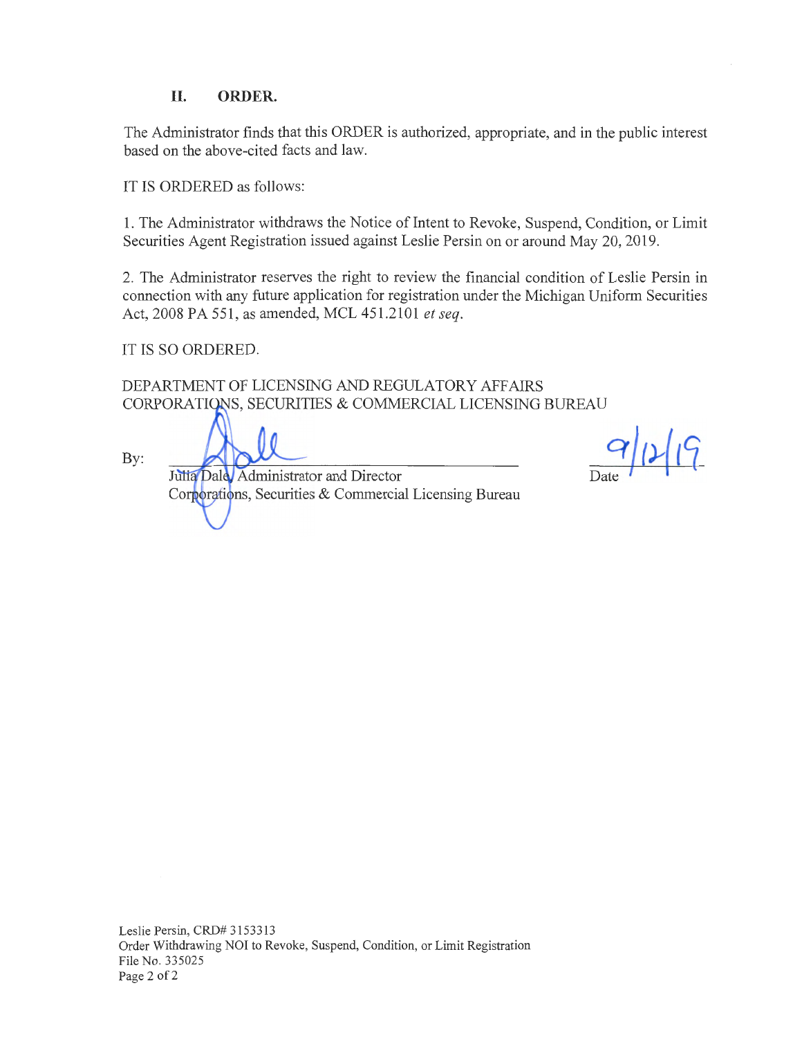## II. ORDER.

The Administrator finds that this ORDER is authorized, appropriate, and in the public interest based on the above-cited facts and law.

IT IS ORDERED as follows:

1. The Administrator withdraws the Notice of Intent to Revoke, Suspend, Condition, or Limit Securities Agent Registration issued against Leslie Persin on or around May 20, 2019.

2. The Administrator reserves the right to review the financial condition of Leslie Persin in connection with any future application for registration under the Michigan Uniform Securities Act, 2008 PA 551, as amended, MCL 451.2101 *et seq*.

IT IS SO ORDERED.

DEPARTMENT OF LICENSING AND REGULATORY AFFAIRS
CORPORATIONS, SECURITIES & COMMERCIAL LICENSING BUREAU

By: ______________________________
Julia Dale, Administrator and Director
Corporations, Securities & Commercial Licensing Bureau

9/12/19
Date

Leslie Persin, CRD# 3153313
Order Withdrawing NOI to Revoke, Suspend, Condition, or Limit Registration
File No. 335025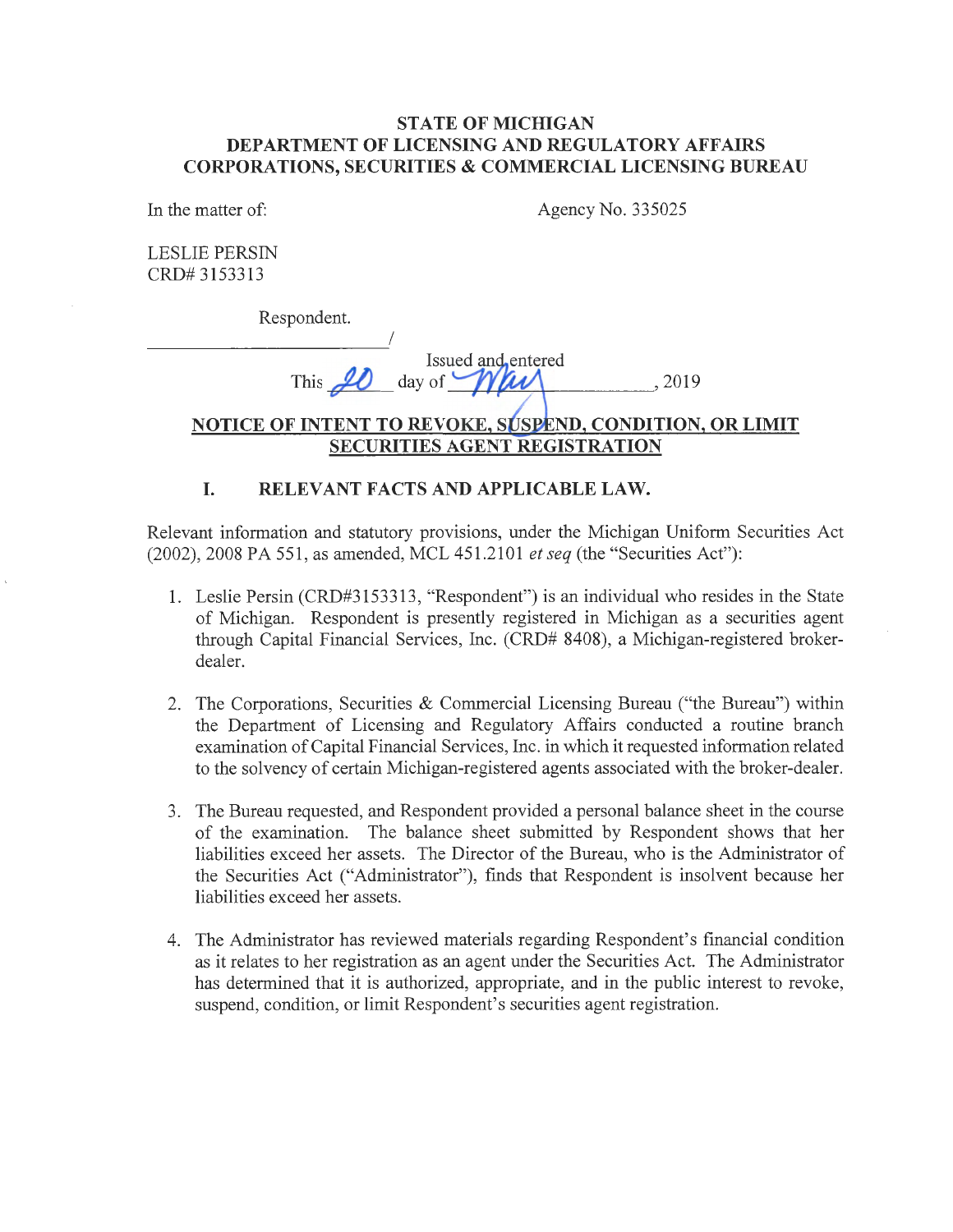**STATE OF MICHIGAN**
**DEPARTMENT OF LICENSING AND REGULATORY AFFAIRS**
**CORPORATIONS, SECURITIES & COMMERCIAL LICENSING BUREAU**

In the matter of: Agency No. 335025

LESLIE PERSIN
CRD# 3153313

Respondent.
______________________/

Issued and entered
This 20 day of May, 2019

**NOTICE OF INTENT TO REVOKE, SUSPEND, CONDITION, OR LIMIT SECURITIES AGENT REGISTRATION**

## I. RELEVANT FACTS AND APPLICABLE LAW.

Relevant information and statutory provisions, under the Michigan Uniform Securities Act (2002), 2008 PA 551, as amended, MCL 451.2101 *et seq* (the "Securities Act"):

1. Leslie Persin (CRD#3153313, "Respondent") is an individual who resides in the State of Michigan. Respondent is presently registered in Michigan as a securities agent through Capital Financial Services, Inc. (CRD# 8408), a Michigan-registered broker-dealer.

2. The Corporations, Securities & Commercial Licensing Bureau ("the Bureau") within the Department of Licensing and Regulatory Affairs conducted a routine branch examination of Capital Financial Services, Inc. in which it requested information related to the solvency of certain Michigan-registered agents associated with the broker-dealer.

3. The Bureau requested, and Respondent provided a personal balance sheet in the course of the examination. The balance sheet submitted by Respondent shows that her liabilities exceed her assets. The Director of the Bureau, who is the Administrator of the Securities Act ("Administrator"), finds that Respondent is insolvent because her liabilities exceed her assets.

4. The Administrator has reviewed materials regarding Respondent's financial condition as it relates to her registration as an agent under the Securities Act. The Administrator has determined that it is authorized, appropriate, and in the public interest to revoke, suspend, condition, or limit Respondent's securities agent registration.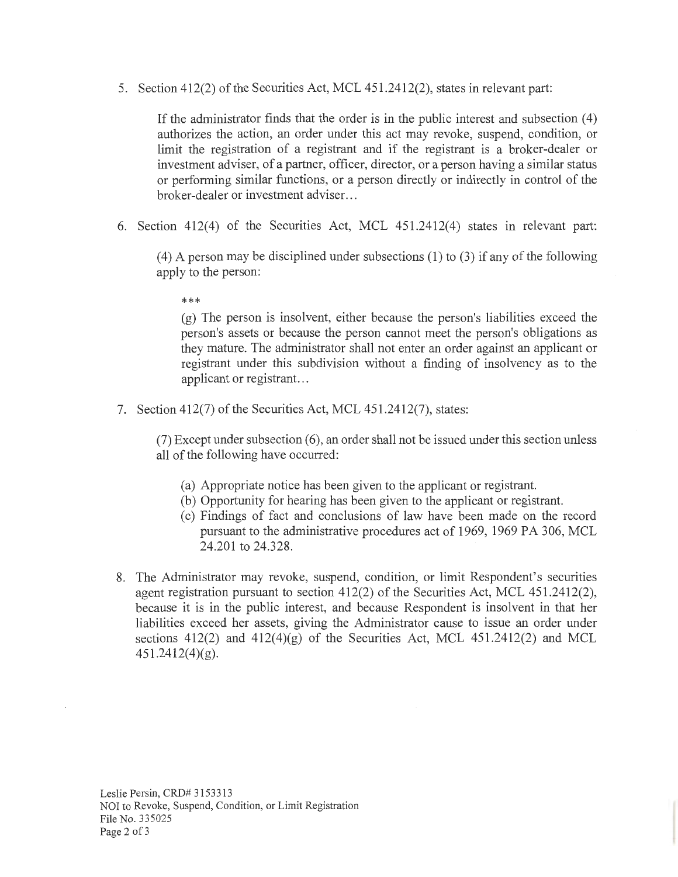5. Section 412(2) of the Securities Act, MCL 451.2412(2), states in relevant part:

   If the administrator finds that the order is in the public interest and subsection (4) authorizes the action, an order under this act may revoke, suspend, condition, or limit the registration of a registrant and if the registrant is a broker-dealer or investment adviser, of a partner, officer, director, or a person having a similar status or performing similar functions, or a person directly or indirectly in control of the broker-dealer or investment adviser...

6. Section 412(4) of the Securities Act, MCL 451.2412(4) states in relevant part:

   (4) A person may be disciplined under subsections (1) to (3) if any of the following apply to the person:

   ***

   (g) The person is insolvent, either because the person's liabilities exceed the person's assets or because the person cannot meet the person's obligations as they mature. The administrator shall not enter an order against an applicant or registrant under this subdivision without a finding of insolvency as to the applicant or registrant...

7. Section 412(7) of the Securities Act, MCL 451.2412(7), states:

   (7) Except under subsection (6), an order shall not be issued under this section unless all of the following have occurred:

   (a) Appropriate notice has been given to the applicant or registrant.
   (b) Opportunity for hearing has been given to the applicant or registrant.
   (c) Findings of fact and conclusions of law have been made on the record pursuant to the administrative procedures act of 1969, 1969 PA 306, MCL 24.201 to 24.328.

8. The Administrator may revoke, suspend, condition, or limit Respondent's securities agent registration pursuant to section 412(2) of the Securities Act, MCL 451.2412(2), because it is in the public interest, and because Respondent is insolvent in that her liabilities exceed her assets, giving the Administrator cause to issue an order under sections 412(2) and 412(4)(g) of the Securities Act, MCL 451.2412(2) and MCL 451.2412(4)(g).

Leslie Persin, CRD# 3153313
NOI to Revoke, Suspend, Condition, or Limit Registration
File No. 335025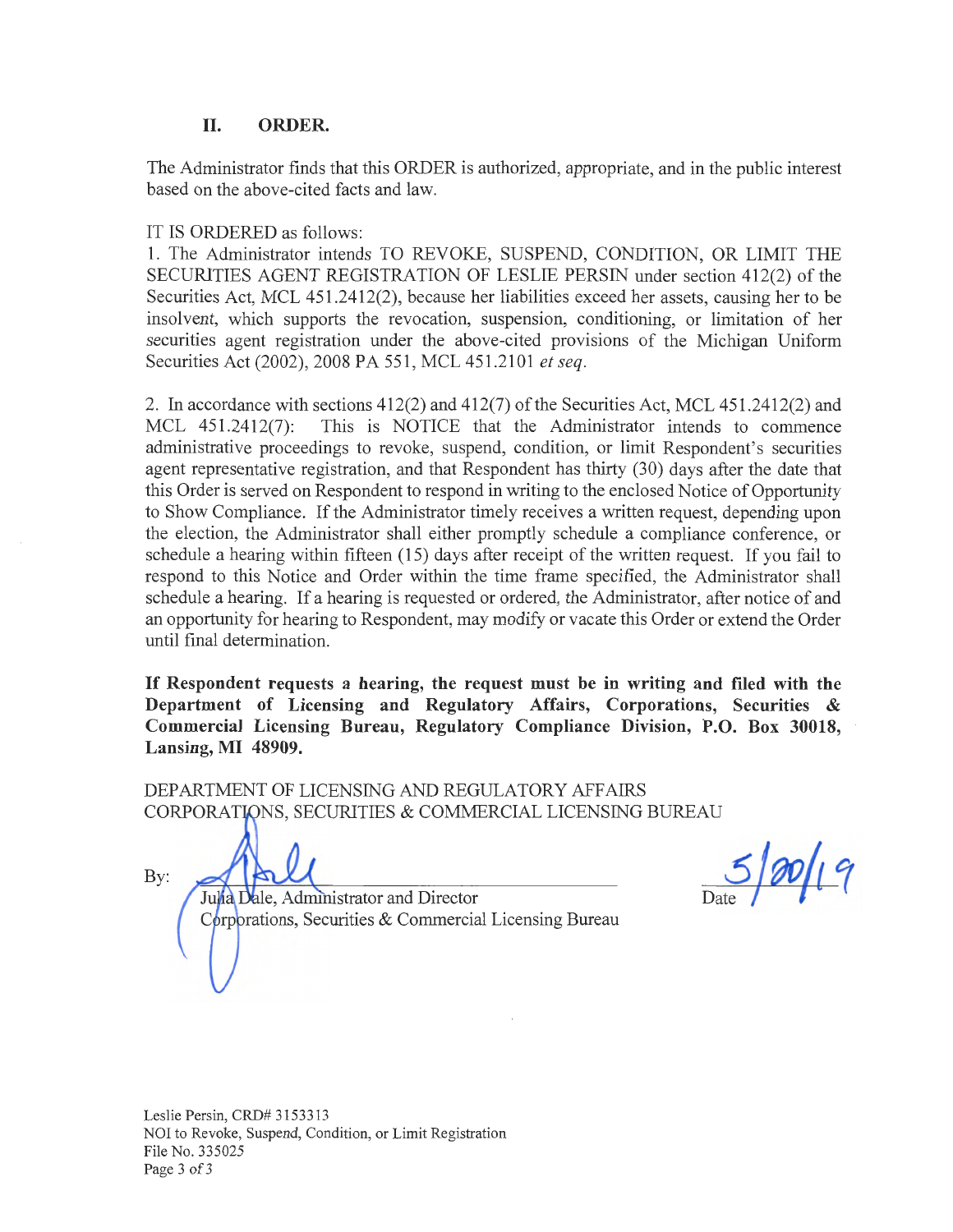## II. ORDER.

The Administrator finds that this ORDER is authorized, appropriate, and in the public interest based on the above-cited facts and law.

IT IS ORDERED as follows:

1. The Administrator intends TO REVOKE, SUSPEND, CONDITION, OR LIMIT THE SECURITIES AGENT REGISTRATION OF LESLIE PERSIN under section 412(2) of the Securities Act, MCL 451.2412(2), because her liabilities exceed her assets, causing her to be insolvent, which supports the revocation, suspension, conditioning, or limitation of her securities agent registration under the above-cited provisions of the Michigan Uniform Securities Act (2002), 2008 PA 551, MCL 451.2101 *et seq*.

2. In accordance with sections 412(2) and 412(7) of the Securities Act, MCL 451.2412(2) and MCL 451.2412(7): This is NOTICE that the Administrator intends to commence administrative proceedings to revoke, suspend, condition, or limit Respondent's securities agent representative registration, and that Respondent has thirty (30) days after the date that this Order is served on Respondent to respond in writing to the enclosed Notice of Opportunity to Show Compliance. If the Administrator timely receives a written request, depending upon the election, the Administrator shall either promptly schedule a compliance conference, or schedule a hearing within fifteen (15) days after receipt of the written request. If you fail to respond to this Notice and Order within the time frame specified, the Administrator shall schedule a hearing. If a hearing is requested or ordered, the Administrator, after notice of and an opportunity for hearing to Respondent, may modify or vacate this Order or extend the Order until final determination.

**If Respondent requests a hearing, the request must be in writing and filed with the Department of Licensing and Regulatory Affairs, Corporations, Securities & Commercial Licensing Bureau, Regulatory Compliance Division, P.O. Box 30018, Lansing, MI 48909.**

DEPARTMENT OF LICENSING AND REGULATORY AFFAIRS
CORPORATIONS, SECURITIES & COMMERCIAL LICENSING BUREAU

By: ______________________________
Julia Dale, Administrator and Director
Corporations, Securities & Commercial Licensing Bureau

5/20/19
Date

Leslie Persin, CRD# 3153313
NOI to Revoke, Suspend, Condition, or Limit Registration
File No. 335025